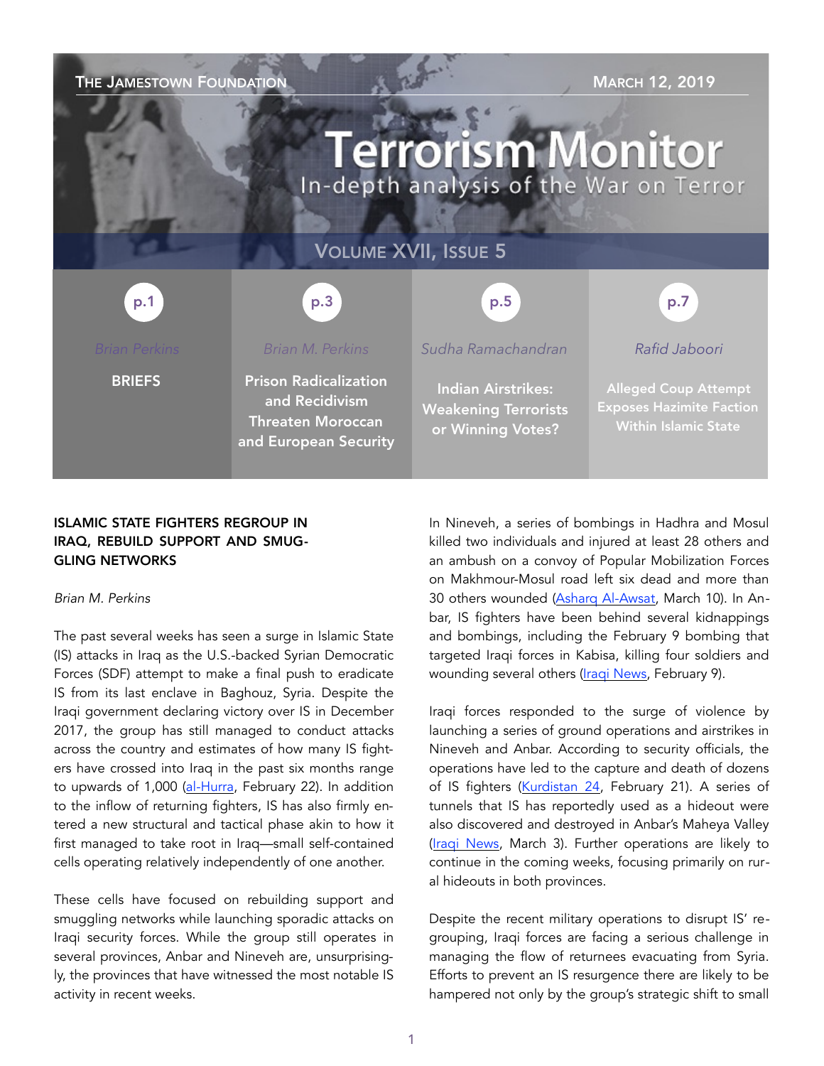THE JAMESTOWN FOUNDATION

MARCH 12, 2019

# Terrorism Monitor

In-depth analysis of the War on Terror

VOLUME XVII, ISSUE 5

| p.1 | p.3 | p.5 | p.7 |
|---|---|---|---|
| Brian Perkins | Brian M. Perkins | Sudha Ramachandran | Rafid Jaboori |
| BRIEFS | Prison Radicalization and Recidivism Threaten Moroccan and European Security | Indian Airstrikes: Weakening Terrorists or Winning Votes? | Alleged Coup Attempt Exposes Hazimite Faction Within Islamic State |

## ISLAMIC STATE FIGHTERS REGROUP IN IRAQ, REBUILD SUPPORT AND SMUGGLING NETWORKS

*Brian M. Perkins*

The past several weeks has seen a surge in Islamic State (IS) attacks in Iraq as the U.S.-backed Syrian Democratic Forces (SDF) attempt to make a final push to eradicate IS from its last enclave in Baghouz, Syria. Despite the Iraqi government declaring victory over IS in December 2017, the group has still managed to conduct attacks across the country and estimates of how many IS fighters have crossed into Iraq in the past six months range to upwards of 1,000 (al-Hurra, February 22). In addition to the inflow of returning fighters, IS has also firmly entered a new structural and tactical phase akin to how it first managed to take root in Iraq—small self-contained cells operating relatively independently of one another.

These cells have focused on rebuilding support and smuggling networks while launching sporadic attacks on Iraqi security forces. While the group still operates in several provinces, Anbar and Nineveh are, unsurprisingly, the provinces that have witnessed the most notable IS activity in recent weeks.

In Nineveh, a series of bombings in Hadhra and Mosul killed two individuals and injured at least 28 others and an ambush on a convoy of Popular Mobilization Forces on Makhmour-Mosul road left six dead and more than 30 others wounded (Asharq Al-Awsat, March 10). In Anbar, IS fighters have been behind several kidnappings and bombings, including the February 9 bombing that targeted Iraqi forces in Kabisa, killing four soldiers and wounding several others (Iraqi News, February 9).

Iraqi forces responded to the surge of violence by launching a series of ground operations and airstrikes in Nineveh and Anbar. According to security officials, the operations have led to the capture and death of dozens of IS fighters (Kurdistan 24, February 21). A series of tunnels that IS has reportedly used as a hideout were also discovered and destroyed in Anbar's Maheya Valley (Iraqi News, March 3). Further operations are likely to continue in the coming weeks, focusing primarily on rural hideouts in both provinces.

Despite the recent military operations to disrupt IS' regrouping, Iraqi forces are facing a serious challenge in managing the flow of returnees evacuating from Syria. Efforts to prevent an IS resurgence there are likely to be hampered not only by the group's strategic shift to small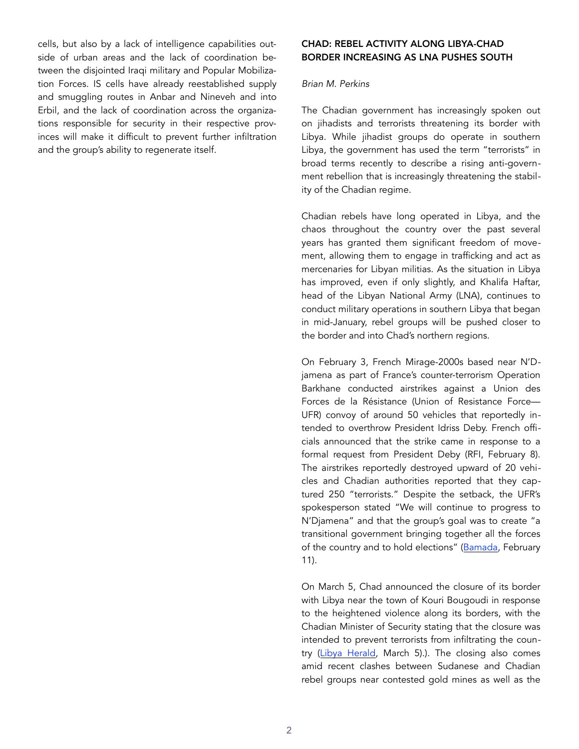cells, but also by a lack of intelligence capabilities outside of urban areas and the lack of coordination between the disjointed Iraqi military and Popular Mobilization Forces. IS cells have already reestablished supply and smuggling routes in Anbar and Nineveh and into Erbil, and the lack of coordination across the organizations responsible for security in their respective provinces will make it difficult to prevent further infiltration and the group's ability to regenerate itself.

## CHAD: REBEL ACTIVITY ALONG LIBYA-CHAD BORDER INCREASING AS LNA PUSHES SOUTH

*Brian M. Perkins*

The Chadian government has increasingly spoken out on jihadists and terrorists threatening its border with Libya. While jihadist groups do operate in southern Libya, the government has used the term "terrorists" in broad terms recently to describe a rising anti-government rebellion that is increasingly threatening the stability of the Chadian regime.

Chadian rebels have long operated in Libya, and the chaos throughout the country over the past several years has granted them significant freedom of movement, allowing them to engage in trafficking and act as mercenaries for Libyan militias. As the situation in Libya has improved, even if only slightly, and Khalifa Haftar, head of the Libyan National Army (LNA), continues to conduct military operations in southern Libya that began in mid-January, rebel groups will be pushed closer to the border and into Chad's northern regions.

On February 3, French Mirage-2000s based near N'Djamena as part of France's counter-terrorism Operation Barkhane conducted airstrikes against a Union des Forces de la Résistance (Union of Resistance Force—UFR) convoy of around 50 vehicles that reportedly intended to overthrow President Idriss Deby. French officials announced that the strike came in response to a formal request from President Deby (RFI, February 8). The airstrikes reportedly destroyed upward of 20 vehicles and Chadian authorities reported that they captured 250 "terrorists." Despite the setback, the UFR's spokesperson stated "We will continue to progress to N'Djamena" and that the group's goal was to create "a transitional government bringing together all the forces of the country and to hold elections" (Bamada, February 11).

On March 5, Chad announced the closure of its border with Libya near the town of Kouri Bougoudi in response to the heightened violence along its borders, with the Chadian Minister of Security stating that the closure was intended to prevent terrorists from infiltrating the country (Libya Herald, March 5).). The closing also comes amid recent clashes between Sudanese and Chadian rebel groups near contested gold mines as well as the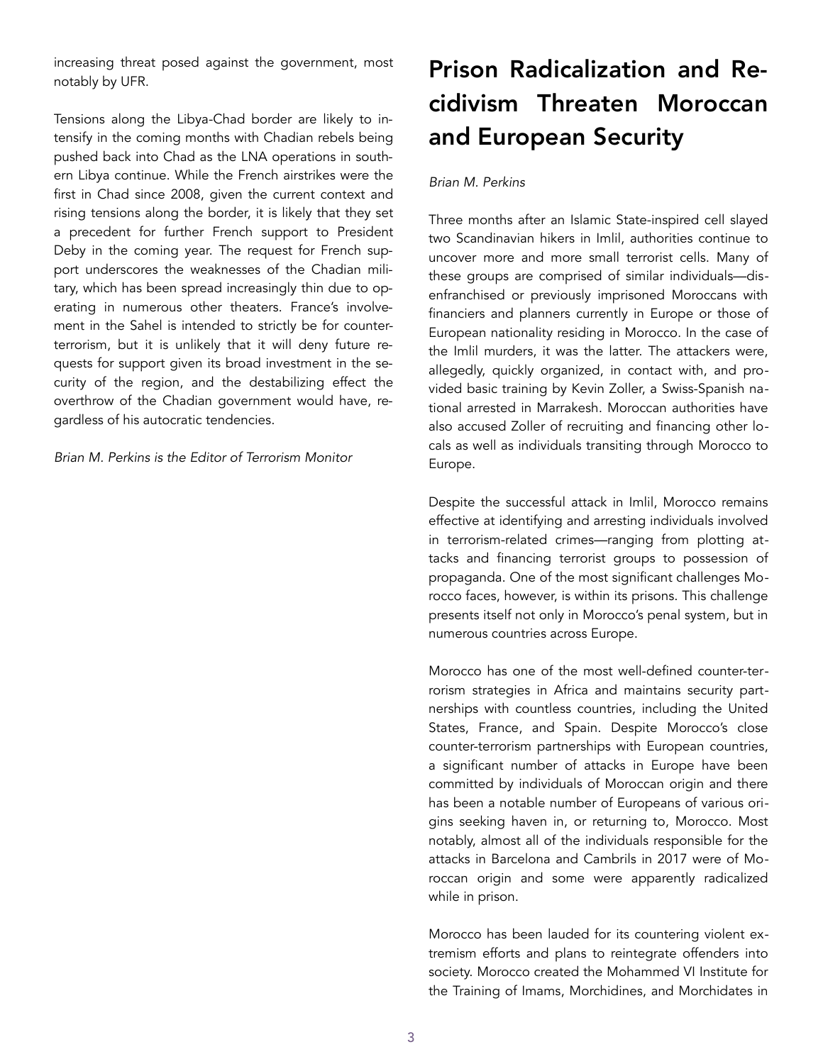increasing threat posed against the government, most notably by UFR.

Tensions along the Libya-Chad border are likely to intensify in the coming months with Chadian rebels being pushed back into Chad as the LNA operations in southern Libya continue. While the French airstrikes were the first in Chad since 2008, given the current context and rising tensions along the border, it is likely that they set a precedent for further French support to President Deby in the coming year. The request for French support underscores the weaknesses of the Chadian military, which has been spread increasingly thin due to operating in numerous other theaters. France's involvement in the Sahel is intended to strictly be for counterterrorism, but it is unlikely that it will deny future requests for support given its broad investment in the security of the region, and the destabilizing effect the overthrow of the Chadian government would have, regardless of his autocratic tendencies.

*Brian M. Perkins is the Editor of Terrorism Monitor*

# Prison Radicalization and Recidivism Threaten Moroccan and European Security

*Brian M. Perkins*

Three months after an Islamic State-inspired cell slayed two Scandinavian hikers in Imlil, authorities continue to uncover more and more small terrorist cells. Many of these groups are comprised of similar individuals—disenfranchised or previously imprisoned Moroccans with financiers and planners currently in Europe or those of European nationality residing in Morocco. In the case of the Imlil murders, it was the latter. The attackers were, allegedly, quickly organized, in contact with, and provided basic training by Kevin Zoller, a Swiss-Spanish national arrested in Marrakesh. Moroccan authorities have also accused Zoller of recruiting and financing other locals as well as individuals transiting through Morocco to Europe.

Despite the successful attack in Imlil, Morocco remains effective at identifying and arresting individuals involved in terrorism-related crimes—ranging from plotting attacks and financing terrorist groups to possession of propaganda. One of the most significant challenges Morocco faces, however, is within its prisons. This challenge presents itself not only in Morocco's penal system, but in numerous countries across Europe.

Morocco has one of the most well-defined counter-terrorism strategies in Africa and maintains security partnerships with countless countries, including the United States, France, and Spain. Despite Morocco's close counter-terrorism partnerships with European countries, a significant number of attacks in Europe have been committed by individuals of Moroccan origin and there has been a notable number of Europeans of various origins seeking haven in, or returning to, Morocco. Most notably, almost all of the individuals responsible for the attacks in Barcelona and Cambrils in 2017 were of Moroccan origin and some were apparently radicalized while in prison.

Morocco has been lauded for its countering violent extremism efforts and plans to reintegrate offenders into society. Morocco created the Mohammed VI Institute for the Training of Imams, Morchidines, and Morchidates in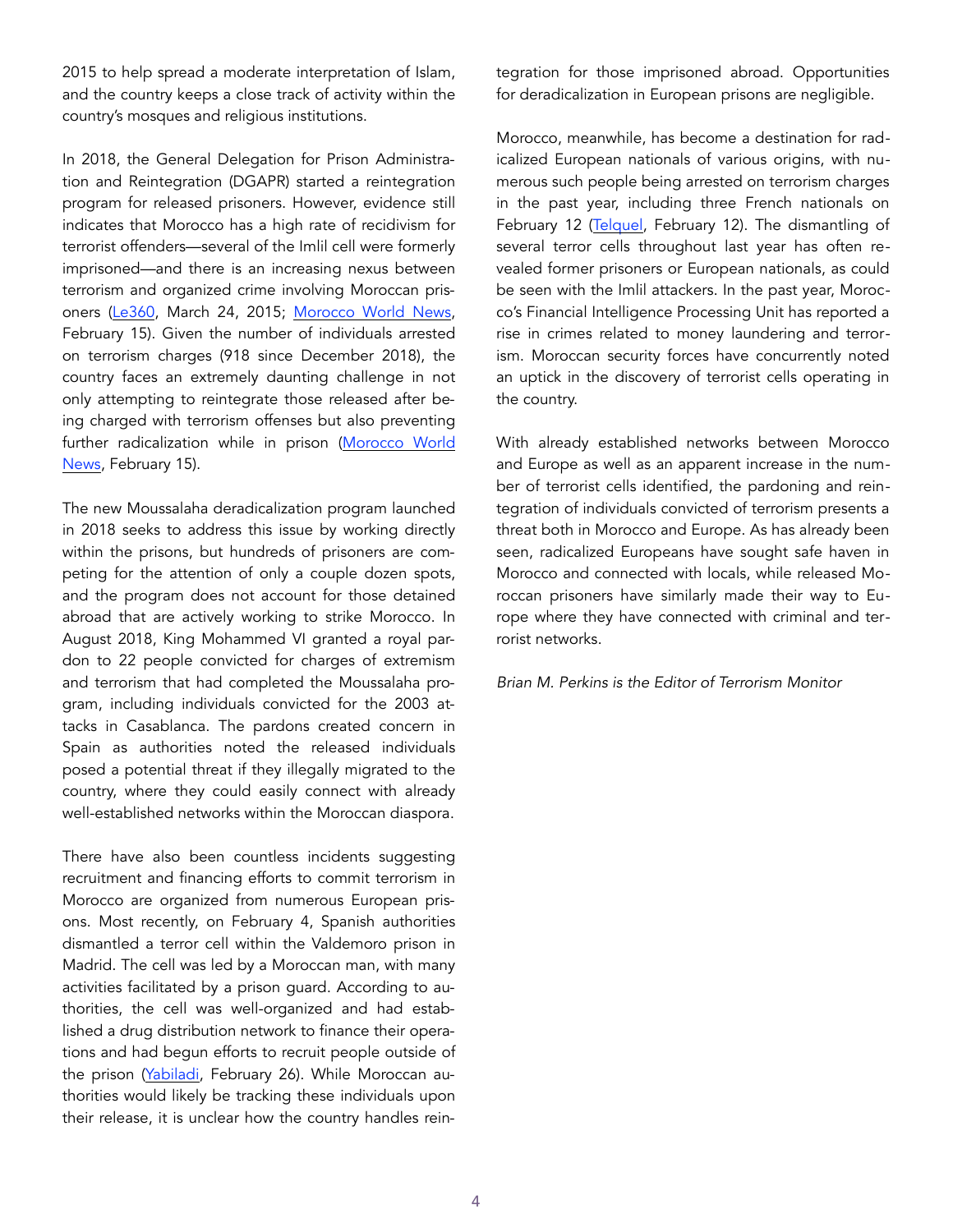2015 to help spread a moderate interpretation of Islam, and the country keeps a close track of activity within the country's mosques and religious institutions.

In 2018, the General Delegation for Prison Administration and Reintegration (DGAPR) started a reintegration program for released prisoners. However, evidence still indicates that Morocco has a high rate of recidivism for terrorist offenders—several of the Imlil cell were formerly imprisoned—and there is an increasing nexus between terrorism and organized crime involving Moroccan prisoners (Le360, March 24, 2015; Morocco World News, February 15). Given the number of individuals arrested on terrorism charges (918 since December 2018), the country faces an extremely daunting challenge in not only attempting to reintegrate those released after being charged with terrorism offenses but also preventing further radicalization while in prison (Morocco World News, February 15).

The new Moussalaha deradicalization program launched in 2018 seeks to address this issue by working directly within the prisons, but hundreds of prisoners are competing for the attention of only a couple dozen spots, and the program does not account for those detained abroad that are actively working to strike Morocco. In August 2018, King Mohammed VI granted a royal pardon to 22 people convicted for charges of extremism and terrorism that had completed the Moussalaha program, including individuals convicted for the 2003 attacks in Casablanca. The pardons created concern in Spain as authorities noted the released individuals posed a potential threat if they illegally migrated to the country, where they could easily connect with already well-established networks within the Moroccan diaspora.

There have also been countless incidents suggesting recruitment and financing efforts to commit terrorism in Morocco are organized from numerous European prisons. Most recently, on February 4, Spanish authorities dismantled a terror cell within the Valdemoro prison in Madrid. The cell was led by a Moroccan man, with many activities facilitated by a prison guard. According to authorities, the cell was well-organized and had established a drug distribution network to finance their operations and had begun efforts to recruit people outside of the prison (Yabiladi, February 26). While Moroccan authorities would likely be tracking these individuals upon their release, it is unclear how the country handles reintegration for those imprisoned abroad. Opportunities for deradicalization in European prisons are negligible.

Morocco, meanwhile, has become a destination for radicalized European nationals of various origins, with numerous such people being arrested on terrorism charges in the past year, including three French nationals on February 12 (Telquel, February 12). The dismantling of several terror cells throughout last year has often revealed former prisoners or European nationals, as could be seen with the Imlil attackers. In the past year, Morocco's Financial Intelligence Processing Unit has reported a rise in crimes related to money laundering and terrorism. Moroccan security forces have concurrently noted an uptick in the discovery of terrorist cells operating in the country.

With already established networks between Morocco and Europe as well as an apparent increase in the number of terrorist cells identified, the pardoning and reintegration of individuals convicted of terrorism presents a threat both in Morocco and Europe. As has already been seen, radicalized Europeans have sought safe haven in Morocco and connected with locals, while released Moroccan prisoners have similarly made their way to Europe where they have connected with criminal and terrorist networks.

*Brian M. Perkins is the Editor of Terrorism Monitor*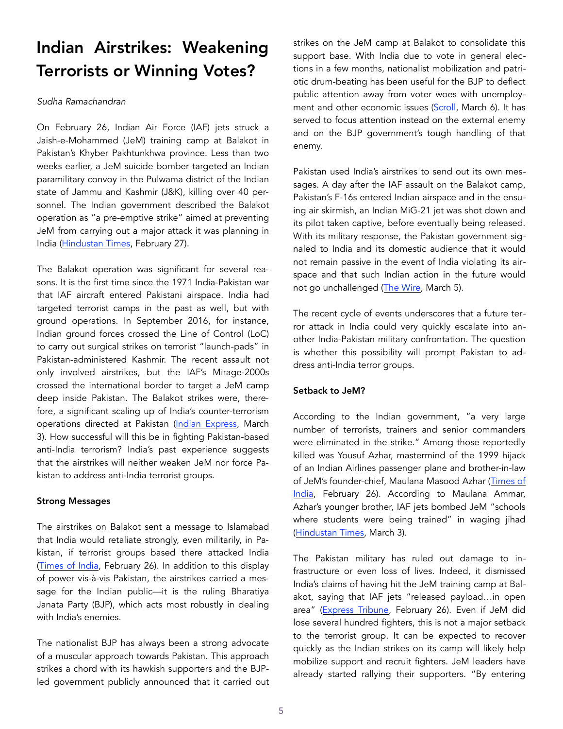# Indian Airstrikes: Weakening Terrorists or Winning Votes?

*Sudha Ramachandran*

On February 26, Indian Air Force (IAF) jets struck a Jaish-e-Mohammed (JeM) training camp at Balakot in Pakistan's Khyber Pakhtunkhwa province. Less than two weeks earlier, a JeM suicide bomber targeted an Indian paramilitary convoy in the Pulwama district of the Indian state of Jammu and Kashmir (J&K), killing over 40 personnel. The Indian government described the Balakot operation as "a pre-emptive strike" aimed at preventing JeM from carrying out a major attack it was planning in India (Hindustan Times, February 27).

The Balakot operation was significant for several reasons. It is the first time since the 1971 India-Pakistan war that IAF aircraft entered Pakistani airspace. India had targeted terrorist camps in the past as well, but with ground operations. In September 2016, for instance, Indian ground forces crossed the Line of Control (LoC) to carry out surgical strikes on terrorist "launch-pads" in Pakistan-administered Kashmir. The recent assault not only involved airstrikes, but the IAF's Mirage-2000s crossed the international border to target a JeM camp deep inside Pakistan. The Balakot strikes were, therefore, a significant scaling up of India's counter-terrorism operations directed at Pakistan (Indian Express, March 3). How successful will this be in fighting Pakistan-based anti-India terrorism? India's past experience suggests that the airstrikes will neither weaken JeM nor force Pakistan to address anti-India terrorist groups.

**Strong Messages**

The airstrikes on Balakot sent a message to Islamabad that India would retaliate strongly, even militarily, in Pakistan, if terrorist groups based there attacked India (Times of India, February 26). In addition to this display of power vis-à-vis Pakistan, the airstrikes carried a message for the Indian public—it is the ruling Bharatiya Janata Party (BJP), which acts most robustly in dealing with India's enemies.

The nationalist BJP has always been a strong advocate of a muscular approach towards Pakistan. This approach strikes a chord with its hawkish supporters and the BJP-led government publicly announced that it carried out strikes on the JeM camp at Balakot to consolidate this support base. With India due to vote in general elections in a few months, nationalist mobilization and patriotic drum-beating has been useful for the BJP to deflect public attention away from voter woes with unemployment and other economic issues (Scroll, March 6). It has served to focus attention instead on the external enemy and on the BJP government's tough handling of that enemy.

Pakistan used India's airstrikes to send out its own messages. A day after the IAF assault on the Balakot camp, Pakistan's F-16s entered Indian airspace and in the ensuing air skirmish, an Indian MiG-21 jet was shot down and its pilot taken captive, before eventually being released. With its military response, the Pakistan government signaled to India and its domestic audience that it would not remain passive in the event of India violating its airspace and that such Indian action in the future would not go unchallenged (The Wire, March 5).

The recent cycle of events underscores that a future terror attack in India could very quickly escalate into another India-Pakistan military confrontation. The question is whether this possibility will prompt Pakistan to address anti-India terror groups.

**Setback to JeM?**

According to the Indian government, "a very large number of terrorists, trainers and senior commanders were eliminated in the strike." Among those reportedly killed was Yousuf Azhar, mastermind of the 1999 hijack of an Indian Airlines passenger plane and brother-in-law of JeM's founder-chief, Maulana Masood Azhar (Times of India, February 26). According to Maulana Ammar, Azhar's younger brother, IAF jets bombed JeM "schools where students were being trained" in waging jihad (Hindustan Times, March 3).

The Pakistan military has ruled out damage to infrastructure or even loss of lives. Indeed, it dismissed India's claims of having hit the JeM training camp at Balakot, saying that IAF jets "released payload…in open area" (Express Tribune, February 26). Even if JeM did lose several hundred fighters, this is not a major setback to the terrorist group. It can be expected to recover quickly as the Indian strikes on its camp will likely help mobilize support and recruit fighters. JeM leaders have already started rallying their supporters. "By entering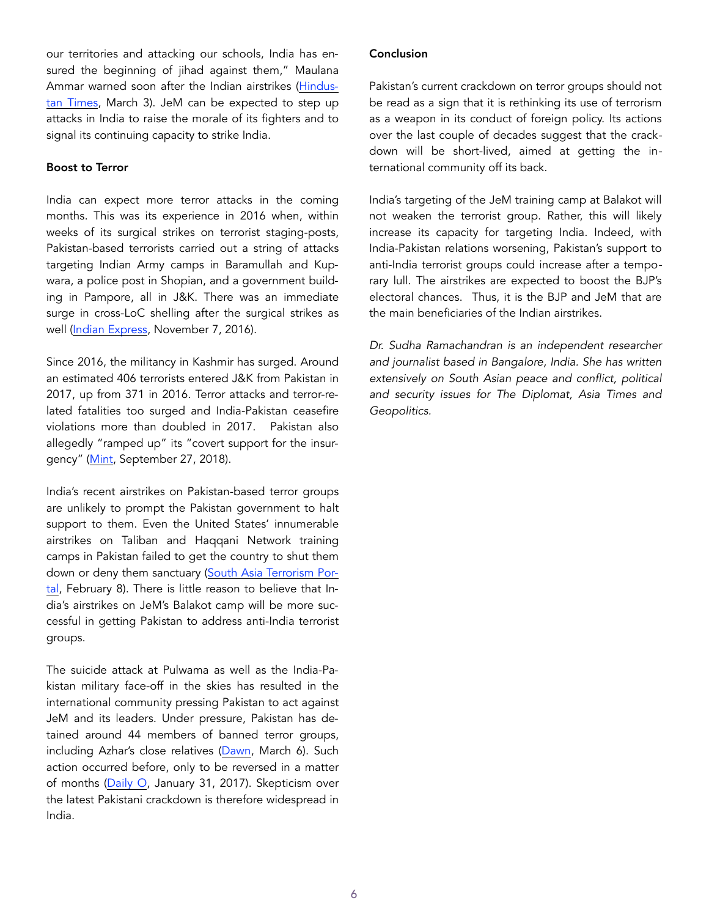our territories and attacking our schools, India has ensured the beginning of jihad against them," Maulana Ammar warned soon after the Indian airstrikes (Hindustan Times, March 3). JeM can be expected to step up attacks in India to raise the morale of its fighters and to signal its continuing capacity to strike India.

**Boost to Terror**

India can expect more terror attacks in the coming months. This was its experience in 2016 when, within weeks of its surgical strikes on terrorist staging-posts, Pakistan-based terrorists carried out a string of attacks targeting Indian Army camps in Baramullah and Kupwara, a police post in Shopian, and a government building in Pampore, all in J&K. There was an immediate surge in cross-LoC shelling after the surgical strikes as well (Indian Express, November 7, 2016).

Since 2016, the militancy in Kashmir has surged. Around an estimated 406 terrorists entered J&K from Pakistan in 2017, up from 371 in 2016. Terror attacks and terror-related fatalities too surged and India-Pakistan ceasefire violations more than doubled in 2017. Pakistan also allegedly "ramped up" its "covert support for the insurgency" (Mint, September 27, 2018).

India's recent airstrikes on Pakistan-based terror groups are unlikely to prompt the Pakistan government to halt support to them. Even the United States' innumerable airstrikes on Taliban and Haqqani Network training camps in Pakistan failed to get the country to shut them down or deny them sanctuary (South Asia Terrorism Portal, February 8). There is little reason to believe that India's airstrikes on JeM's Balakot camp will be more successful in getting Pakistan to address anti-India terrorist groups.

The suicide attack at Pulwama as well as the India-Pakistan military face-off in the skies has resulted in the international community pressing Pakistan to act against JeM and its leaders. Under pressure, Pakistan has detained around 44 members of banned terror groups, including Azhar's close relatives (Dawn, March 6). Such action occurred before, only to be reversed in a matter of months (Daily O, January 31, 2017). Skepticism over the latest Pakistani crackdown is therefore widespread in India.

**Conclusion**

Pakistan's current crackdown on terror groups should not be read as a sign that it is rethinking its use of terrorism as a weapon in its conduct of foreign policy. Its actions over the last couple of decades suggest that the crackdown will be short-lived, aimed at getting the international community off its back.

India's targeting of the JeM training camp at Balakot will not weaken the terrorist group. Rather, this will likely increase its capacity for targeting India. Indeed, with India-Pakistan relations worsening, Pakistan's support to anti-India terrorist groups could increase after a temporary lull. The airstrikes are expected to boost the BJP's electoral chances. Thus, it is the BJP and JeM that are the main beneficiaries of the Indian airstrikes.

*Dr. Sudha Ramachandran is an independent researcher and journalist based in Bangalore, India. She has written extensively on South Asian peace and conflict, political and security issues for The Diplomat, Asia Times and Geopolitics.*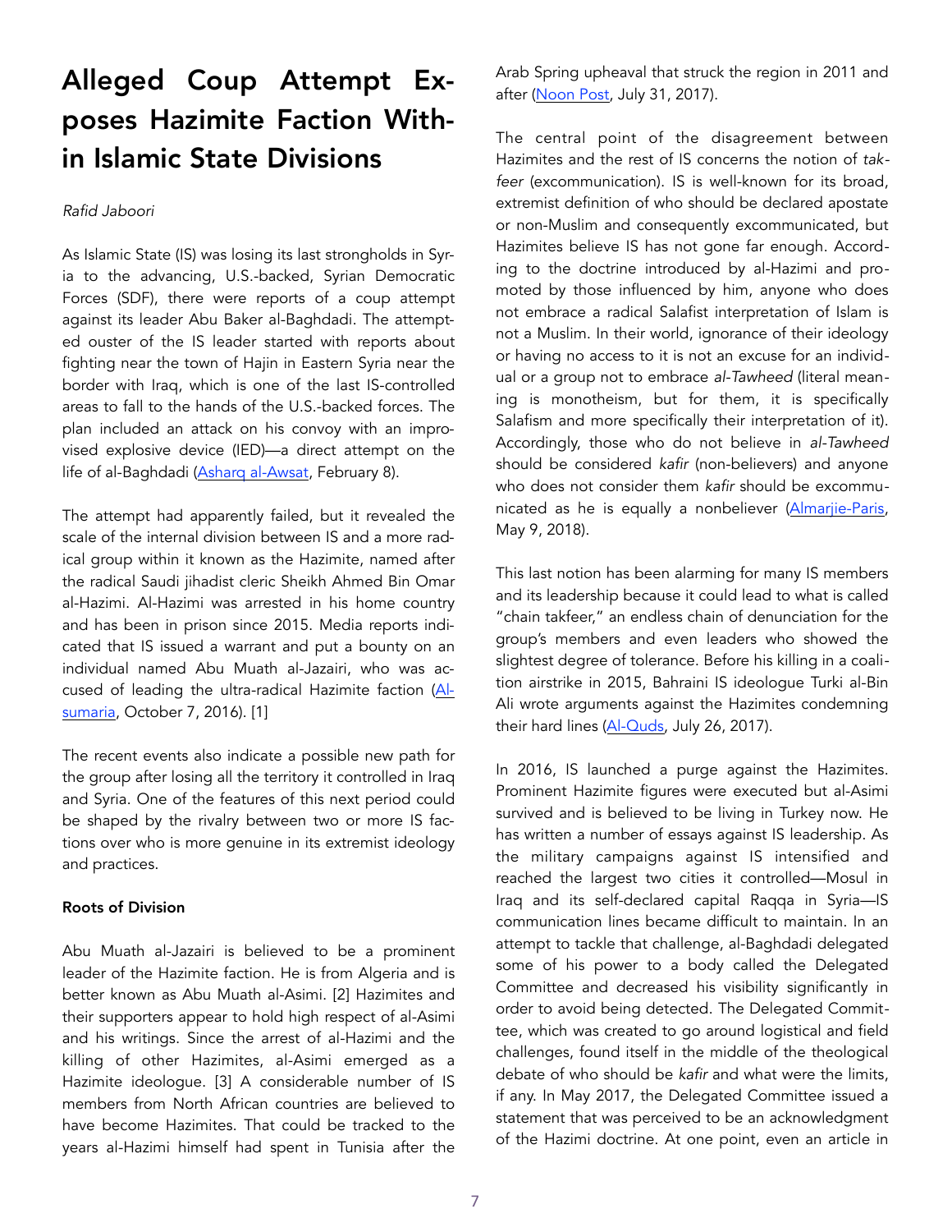# Alleged Coup Attempt Exposes Hazimite Faction Within Islamic State Divisions

*Rafid Jaboori*

As Islamic State (IS) was losing its last strongholds in Syria to the advancing, U.S.-backed, Syrian Democratic Forces (SDF), there were reports of a coup attempt against its leader Abu Baker al-Baghdadi. The attempted ouster of the IS leader started with reports about fighting near the town of Hajin in Eastern Syria near the border with Iraq, which is one of the last IS-controlled areas to fall to the hands of the U.S.-backed forces. The plan included an attack on his convoy with an improvised explosive device (IED)—a direct attempt on the life of al-Baghdadi (Asharq al-Awsat, February 8).

The attempt had apparently failed, but it revealed the scale of the internal division between IS and a more radical group within it known as the Hazimite, named after the radical Saudi jihadist cleric Sheikh Ahmed Bin Omar al-Hazimi. Al-Hazimi was arrested in his home country and has been in prison since 2015. Media reports indicated that IS issued a warrant and put a bounty on an individual named Abu Muath al-Jazairi, who was accused of leading the ultra-radical Hazimite faction (Alsumaria, October 7, 2016). [1]

The recent events also indicate a possible new path for the group after losing all the territory it controlled in Iraq and Syria. One of the features of this next period could be shaped by the rivalry between two or more IS factions over who is more genuine in its extremist ideology and practices.

**Roots of Division**

Abu Muath al-Jazairi is believed to be a prominent leader of the Hazimite faction. He is from Algeria and is better known as Abu Muath al-Asimi. [2] Hazimites and their supporters appear to hold high respect of al-Asimi and his writings. Since the arrest of al-Hazimi and the killing of other Hazimites, al-Asimi emerged as a Hazimite ideologue. [3] A considerable number of IS members from North African countries are believed to have become Hazimites. That could be tracked to the years al-Hazimi himself had spent in Tunisia after the Arab Spring upheaval that struck the region in 2011 and after (Noon Post, July 31, 2017).

The central point of the disagreement between Hazimites and the rest of IS concerns the notion of *takfeer* (excommunication). IS is well-known for its broad, extremist definition of who should be declared apostate or non-Muslim and consequently excommunicated, but Hazimites believe IS has not gone far enough. According to the doctrine introduced by al-Hazimi and promoted by those influenced by him, anyone who does not embrace a radical Salafist interpretation of Islam is not a Muslim. In their world, ignorance of their ideology or having no access to it is not an excuse for an individual or a group not to embrace *al-Tawheed* (literal meaning is monotheism, but for them, it is specifically Salafism and more specifically their interpretation of it). Accordingly, those who do not believe in *al-Tawheed* should be considered *kafir* (non-believers) and anyone who does not consider them *kafir* should be excommunicated as he is equally a nonbeliever (Almarjie-Paris, May 9, 2018).

This last notion has been alarming for many IS members and its leadership because it could lead to what is called "chain takfeer," an endless chain of denunciation for the group's members and even leaders who showed the slightest degree of tolerance. Before his killing in a coalition airstrike in 2015, Bahraini IS ideologue Turki al-Bin Ali wrote arguments against the Hazimites condemning their hard lines (Al-Quds, July 26, 2017).

In 2016, IS launched a purge against the Hazimites. Prominent Hazimite figures were executed but al-Asimi survived and is believed to be living in Turkey now. He has written a number of essays against IS leadership. As the military campaigns against IS intensified and reached the largest two cities it controlled—Mosul in Iraq and its self-declared capital Raqqa in Syria—IS communication lines became difficult to maintain. In an attempt to tackle that challenge, al-Baghdadi delegated some of his power to a body called the Delegated Committee and decreased his visibility significantly in order to avoid being detected. The Delegated Committee, which was created to go around logistical and field challenges, found itself in the middle of the theological debate of who should be *kafir* and what were the limits, if any. In May 2017, the Delegated Committee issued a statement that was perceived to be an acknowledgment of the Hazimi doctrine. At one point, even an article in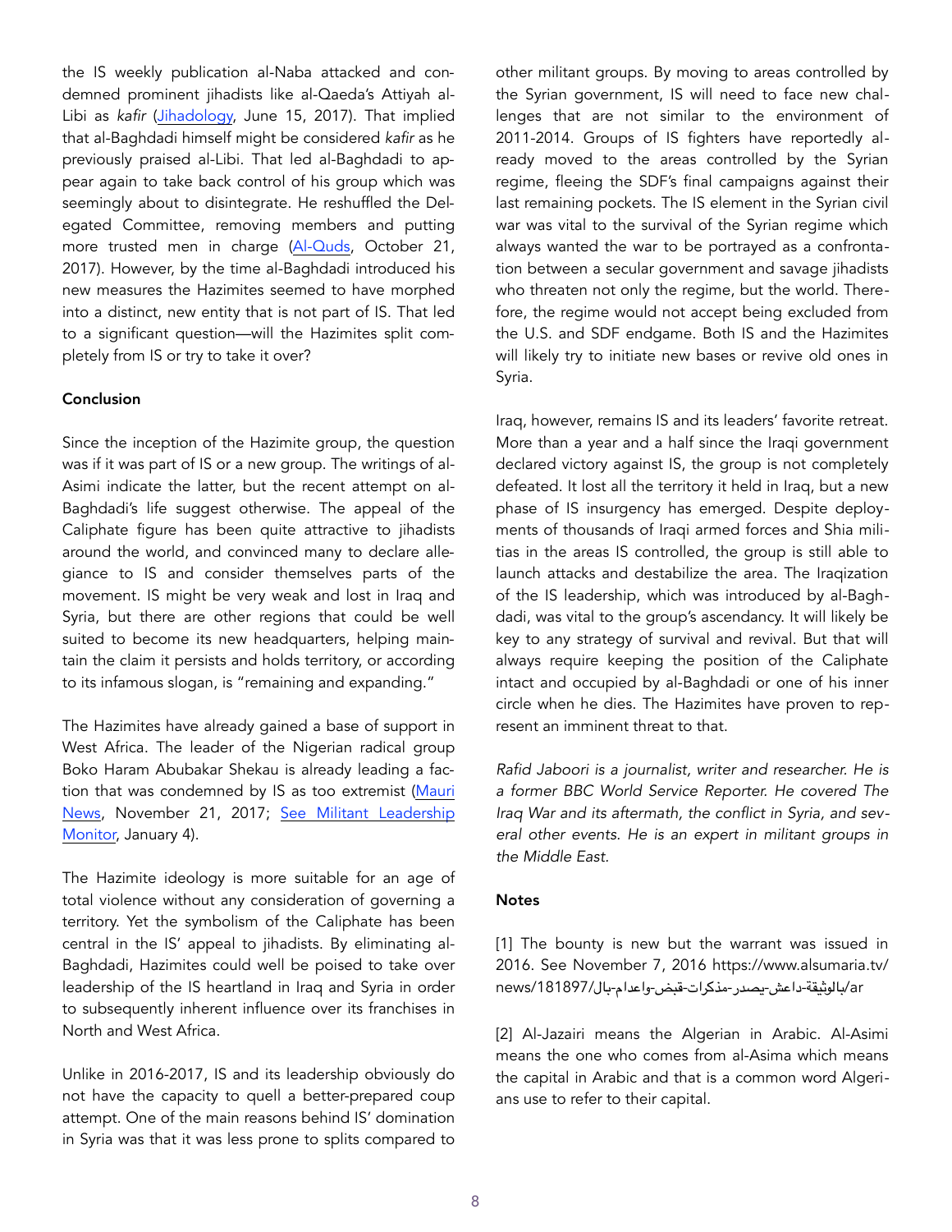the IS weekly publication al-Naba attacked and condemned prominent jihadists like al-Qaeda's Attiyah al-Libi as *kafir* (Jihadology, June 15, 2017). That implied that al-Baghdadi himself might be considered *kafir* as he previously praised al-Libi. That led al-Baghdadi to appear again to take back control of his group which was seemingly about to disintegrate. He reshuffled the Delegated Committee, removing members and putting more trusted men in charge (Al-Quds, October 21, 2017). However, by the time al-Baghdadi introduced his new measures the Hazimites seemed to have morphed into a distinct, new entity that is not part of IS. That led to a significant question—will the Hazimites split completely from IS or try to take it over?

**Conclusion**

Since the inception of the Hazimite group, the question was if it was part of IS or a new group. The writings of al-Asimi indicate the latter, but the recent attempt on al-Baghdadi's life suggest otherwise. The appeal of the Caliphate figure has been quite attractive to jihadists around the world, and convinced many to declare allegiance to IS and consider themselves parts of the movement. IS might be very weak and lost in Iraq and Syria, but there are other regions that could be well suited to become its new headquarters, helping maintain the claim it persists and holds territory, or according to its infamous slogan, is "remaining and expanding."

The Hazimites have already gained a base of support in West Africa. The leader of the Nigerian radical group Boko Haram Abubakar Shekau is already leading a faction that was condemned by IS as too extremist (Mauri News, November 21, 2017; See Militant Leadership Monitor, January 4).

The Hazimite ideology is more suitable for an age of total violence without any consideration of governing a territory. Yet the symbolism of the Caliphate has been central in the IS' appeal to jihadists. By eliminating al-Baghdadi, Hazimites could well be poised to take over leadership of the IS heartland in Iraq and Syria in order to subsequently inherent influence over its franchises in North and West Africa.

Unlike in 2016-2017, IS and its leadership obviously do not have the capacity to quell a better-prepared coup attempt. One of the main reasons behind IS' domination in Syria was that it was less prone to splits compared to other militant groups. By moving to areas controlled by the Syrian government, IS will need to face new challenges that are not similar to the environment of 2011-2014. Groups of IS fighters have reportedly already moved to the areas controlled by the Syrian regime, fleeing the SDF's final campaigns against their last remaining pockets. The IS element in the Syrian civil war was vital to the survival of the Syrian regime which always wanted the war to be portrayed as a confrontation between a secular government and savage jihadists who threaten not only the regime, but the world. Therefore, the regime would not accept being excluded from the U.S. and SDF endgame. Both IS and the Hazimites will likely try to initiate new bases or revive old ones in Syria.

Iraq, however, remains IS and its leaders' favorite retreat. More than a year and a half since the Iraqi government declared victory against IS, the group is not completely defeated. It lost all the territory it held in Iraq, but a new phase of IS insurgency has emerged. Despite deployments of thousands of Iraqi armed forces and Shia militias in the areas IS controlled, the group is still able to launch attacks and destabilize the area. The Iraqization of the IS leadership, which was introduced by al-Baghdadi, was vital to the group's ascendancy. It will likely be key to any strategy of survival and revival. But that will always require keeping the position of the Caliphate intact and occupied by al-Baghdadi or one of his inner circle when he dies. The Hazimites have proven to represent an imminent threat to that.

*Rafid Jaboori is a journalist, writer and researcher. He is a former BBC World Service Reporter. He covered The Iraq War and its aftermath, the conflict in Syria, and several other events. He is an expert in militant groups in the Middle East.*

**Notes**

[1] The bounty is new but the warrant was issued in 2016. See November 7, 2016 https://www.alsumaria.tv/news/181897/بالوثيقة-داعش-يصدر-مذكرات-قبض-واعدام-بال/ar

[2] Al-Jazairi means the Algerian in Arabic. Al-Asimi means the one who comes from al-Asima which means the capital in Arabic and that is a common word Algerians use to refer to their capital.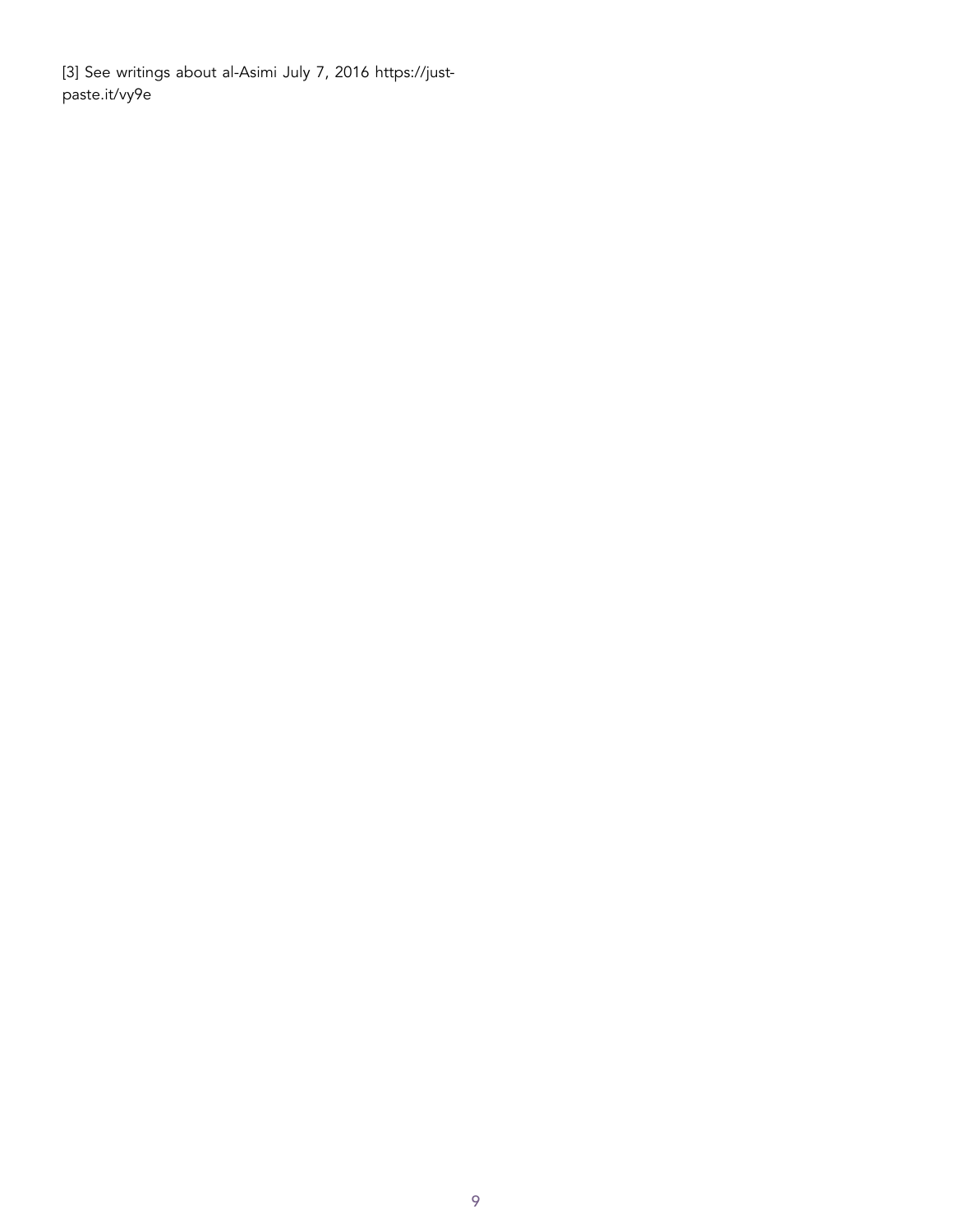[3] See writings about al-Asimi July 7, 2016 https://justpaste.it/vy9e